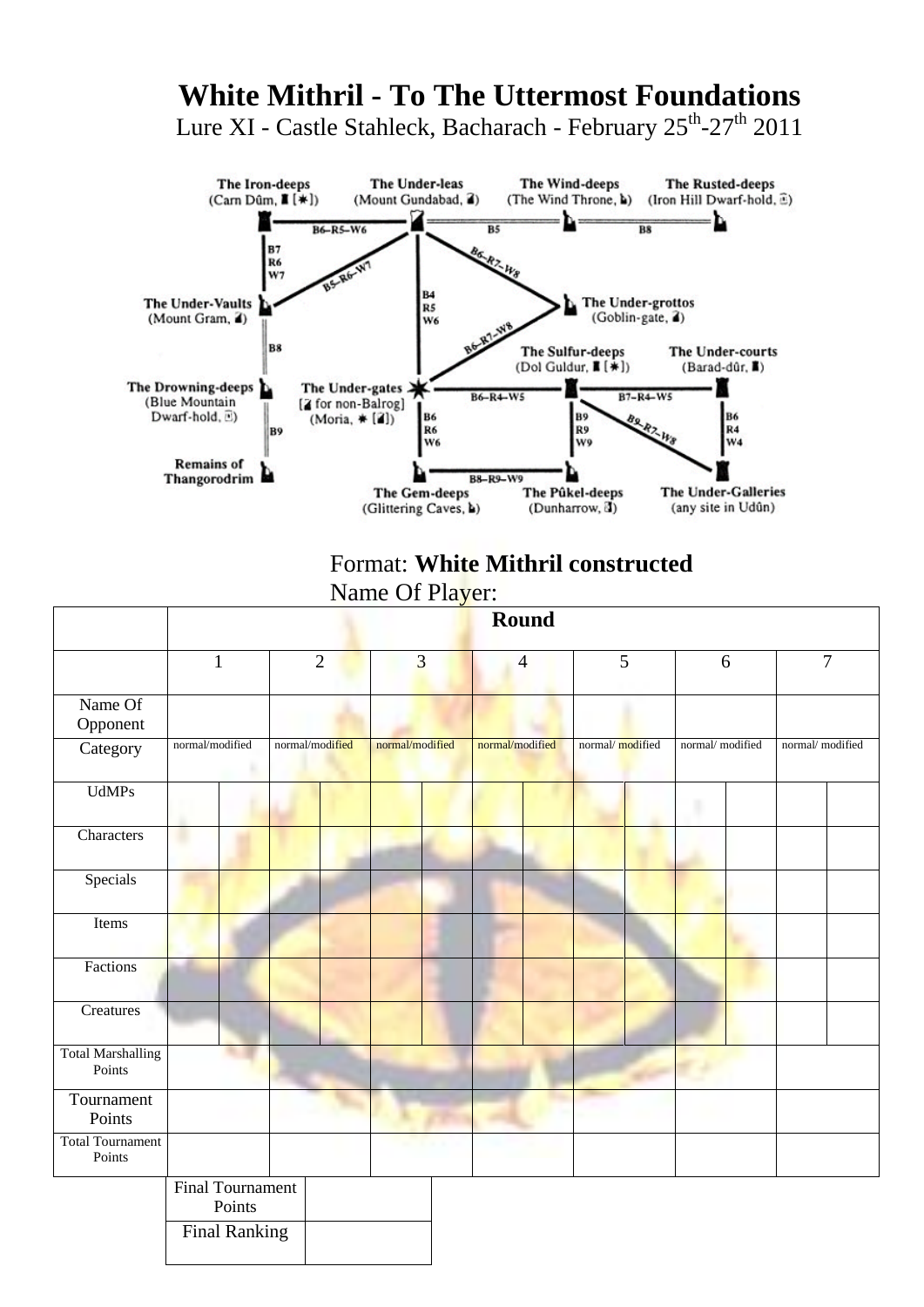# White Mithril - To The Uttermost Foundations

Lure XI - Castle Stahleck, Bacharach - February 25th-27th 2011

The Iron-deeps (Carn Dûm, [*])

The Under-leas (Mount Gundabad)

The Wind-deeps (The Wind Throne)

The Rusted-deeps (Iron Hill Dwarf-hold)

B6–R5–W6

B5

B8

B7 R6 W7

B5–R6–W7

B6–R7–W8

The Under-Vaults (Mount Gram)

B4 R5 W6

The Under-grottos (Goblin-gate)

B8

B6–R7–W8

The Sulfur-deeps (Dol Guldur, [*])

The Under-courts (Barad-dûr)

The Drowning-deeps (Blue Mountain Dwarf-hold)

The Under-gates [ for non-Balrog] (Moria, * [])

B6–R4–W5

B7–R4–W5

B9

B6 R6 W6

B9 R9 W9

B9–R7–W8

B6 R4 W4

Remains of Thangorodrim

B8–R9–W9

The Gem-deeps (Glittering Caves)

The Pûkel-deeps (Dunharrow)

The Under-Galleries (any site in Udûn)

Format: **White Mithril constructed**

Name Of Player:

| | Round | | | | | | | | | | | | | |
|---|---|---|---|---|---|---|---|---|---|---|---|---|---|---|
| | 1 | | 2 | | 3 | | 4 | | 5 | | 6 | | 7 | |
| Name Of Opponent | | | | | | | | | | | | | | |
| Category | normal/modified | | normal/modified | | normal/modified | | normal/modified | | normal/ modified | | normal/ modified | | normal/ modified | |
| UdMPs | | | | | | | | | | | | | | |
| Characters | | | | | | | | | | | | | | |
| Specials | | | | | | | | | | | | | | |
| Items | | | | | | | | | | | | | | |
| Factions | | | | | | | | | | | | | | |
| Creatures | | | | | | | | | | | | | | |
| Total Marshalling Points | | | | | | | | | | | | | | |
| Tournament Points | | | | | | | | | | | | | | |
| Total Tournament Points | | | | | | | | | | | | | | |

| Final Tournament Points | |
|---|---|
| Final Ranking | |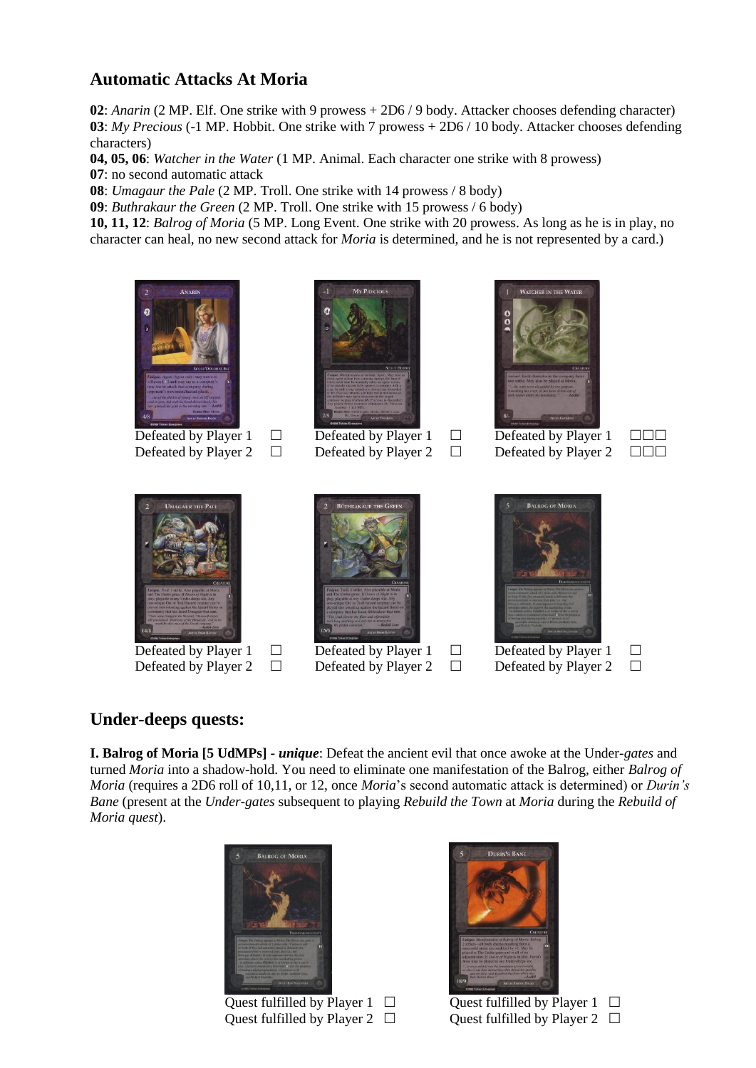## Automatic Attacks At Moria

**02**: *Anarin* (2 MP. Elf. One strike with 9 prowess + 2D6 / 9 body. Attacker chooses defending character)
**03**: *My Precious* (-1 MP. Hobbit. One strike with 7 prowess + 2D6 / 10 body. Attacker chooses defending characters)
**04, 05, 06**: *Watcher in the Water* (1 MP. Animal. Each character one strike with 8 prowess)
**07**: no second automatic attack
**08**: *Umagaur the Pale* (2 MP. Troll. One strike with 14 prowess / 8 body)
**09**: *Buthrakaur the Green* (2 MP. Troll. One strike with 15 prowess / 6 body)
**10, 11, 12**: *Balrog of Moria* (5 MP. Long Event. One strike with 20 prowess. As long as he is in play, no character can heal, no new second attack for *Moria* is determined, and he is not represented by a card.)

Defeated by Player 1 ☐
Defeated by Player 2 ☐

Defeated by Player 1 ☐
Defeated by Player 2 ☐

Defeated by Player 1 ☐☐☐
Defeated by Player 2 ☐☐☐

Defeated by Player 1 ☐
Defeated by Player 2 ☐

Defeated by Player 1 ☐
Defeated by Player 2 ☐

Defeated by Player 1 ☐
Defeated by Player 2 ☐

## Under-deeps quests:

**I. Balrog of Moria [5 UdMPs] -** ***unique***: Defeat the ancient evil that once awoke at the Under-*gates* and turned *Moria* into a shadow-hold. You need to eliminate one manifestation of the Balrog, either *Balrog of Moria* (requires a 2D6 roll of 10,11, or 12, once *Moria*'s second automatic attack is determined) or *Durin's Bane* (present at the *Under-gates* subsequent to playing *Rebuild the Town* at *Moria* during the *Rebuild of Moria quest*).

Quest fulfilled by Player 1 ☐
Quest fulfilled by Player 2 ☐

Quest fulfilled by Player 1 ☐
Quest fulfilled by Player 2 ☐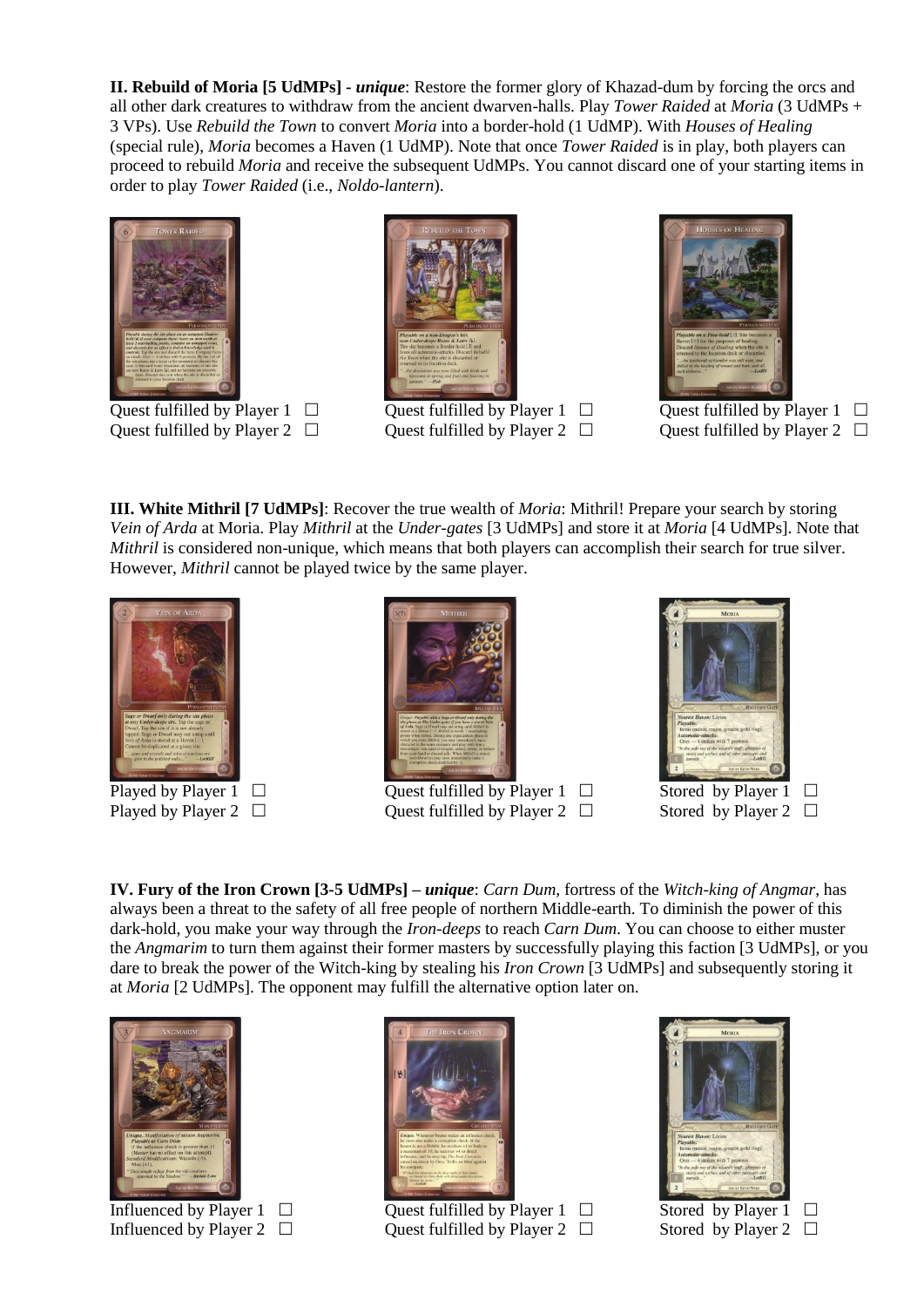**II. Rebuild of Moria [5 UdMPs] -** ***unique***: Restore the former glory of Khazad-dum by forcing the orcs and all other dark creatures to withdraw from the ancient dwarven-halls. Play *Tower Raided* at *Moria* (3 UdMPs + 3 VPs). Use *Rebuild the Town* to convert *Moria* into a border-hold (1 UdMP). With *Houses of Healing* (special rule), *Moria* becomes a Haven (1 UdMP). Note that once *Tower Raided* is in play, both players can proceed to rebuild *Moria* and receive the subsequent UdMPs. You cannot discard one of your starting items in order to play *Tower Raided* (i.e., *Noldo-lantern*).

| Tower Raided | Rebuild the Town | Houses of Healing |
| --- | --- | --- |
| Quest fulfilled by Player 1 ☐ | Quest fulfilled by Player 1 ☐ | Quest fulfilled by Player 1 ☐ |
| Quest fulfilled by Player 2 ☐ | Quest fulfilled by Player 2 ☐ | Quest fulfilled by Player 2 ☐ |

**III. White Mithril [7 UdMPs]**: Recover the true wealth of *Moria*: Mithril! Prepare your search by storing *Vein of Arda* at Moria. Play *Mithril* at the *Under-gates* [3 UdMPs] and store it at *Moria* [4 UdMPs]. Note that *Mithril* is considered non-unique, which means that both players can accomplish their search for true silver. However, *Mithril* cannot be played twice by the same player.

| Vein of Arda | Mithril | Moria |
| --- | --- | --- |
| Played by Player 1 ☐ | Quest fulfilled by Player 1 ☐ | Stored by Player 1 ☐ |
| Played by Player 2 ☐ | Quest fulfilled by Player 2 ☐ | Stored by Player 2 ☐ |

**IV. Fury of the Iron Crown [3-5 UdMPs] –** ***unique***: *Carn Dum*, fortress of the *Witch-king of Angmar*, has always been a threat to the safety of all free people of northern Middle-earth. To diminish the power of this dark-hold, you make your way through the *Iron-deeps* to reach *Carn Dum*. You can choose to either muster the *Angmarim* to turn them against their former masters by successfully playing this faction [3 UdMPs], or you dare to break the power of the Witch-king by stealing his *Iron Crown* [3 UdMPs] and subsequently storing it at *Moria* [2 UdMPs]. The opponent may fulfill the alternative option later on.

| Angmarim | The Iron Crown | Moria |
| --- | --- | --- |
| Influenced by Player 1 ☐ | Quest fulfilled by Player 1 ☐ | Stored by Player 1 ☐ |
| Influenced by Player 2 ☐ | Quest fulfilled by Player 2 ☐ | Stored by Player 2 ☐ |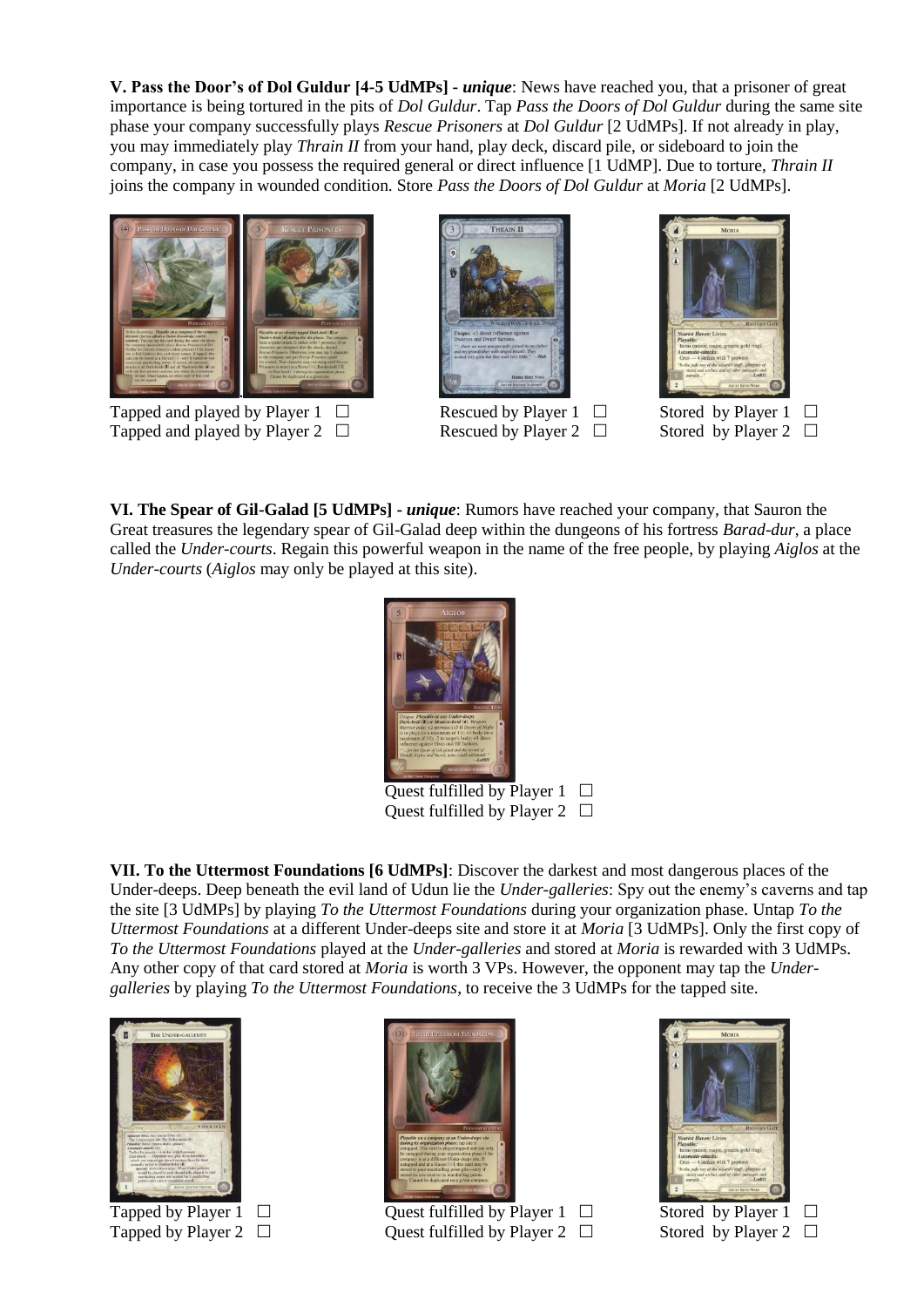**V. Pass the Door's of Dol Guldur [4-5 UdMPs] -** ***unique***: News have reached you, that a prisoner of great importance is being tortured in the pits of *Dol Guldur*. Tap *Pass the Doors of Dol Guldur* during the same site phase your company successfully plays *Rescue Prisoners* at *Dol Guldur* [2 UdMPs]. If not already in play, you may immediately play *Thrain II* from your hand, play deck, discard pile, or sideboard to join the company, in case you possess the required general or direct influence [1 UdMP]. Due to torture, *Thrain II* joins the company in wounded condition. Store *Pass the Doors of Dol Guldur* at *Moria* [2 UdMPs].

Tapped and played by Player 1 ☐
Tapped and played by Player 2 ☐

Rescued by Player 1 ☐
Rescued by Player 2 ☐

Stored by Player 1 ☐
Stored by Player 2 ☐

**VI. The Spear of Gil-Galad [5 UdMPs] -** ***unique***: Rumors have reached your company, that Sauron the Great treasures the legendary spear of Gil-Galad deep within the dungeons of his fortress *Barad-dur*, a place called the *Under-courts*. Regain this powerful weapon in the name of the free people, by playing *Aiglos* at the *Under-courts* (*Aiglos* may only be played at this site).

Quest fulfilled by Player 1 ☐
Quest fulfilled by Player 2 ☐

**VII. To the Uttermost Foundations [6 UdMPs]**: Discover the darkest and most dangerous places of the Under-deeps. Deep beneath the evil land of Udun lie the *Under-galleries*: Spy out the enemy's caverns and tap the site [3 UdMPs] by playing *To the Uttermost Foundations* during your organization phase. Untap *To the Uttermost Foundations* at a different Under-deeps site and store it at *Moria* [3 UdMPs]. Only the first copy of *To the Uttermost Foundations* played at the *Under-galleries* and stored at *Moria* is rewarded with 3 UdMPs. Any other copy of that card stored at *Moria* is worth 3 VPs. However, the opponent may tap the *Under-galleries* by playing *To the Uttermost Foundations*, to receive the 3 UdMPs for the tapped site.

Tapped by Player 1 ☐
Tapped by Player 2 ☐

Quest fulfilled by Player 1 ☐
Quest fulfilled by Player 2 ☐

Stored by Player 1 ☐
Stored by Player 2 ☐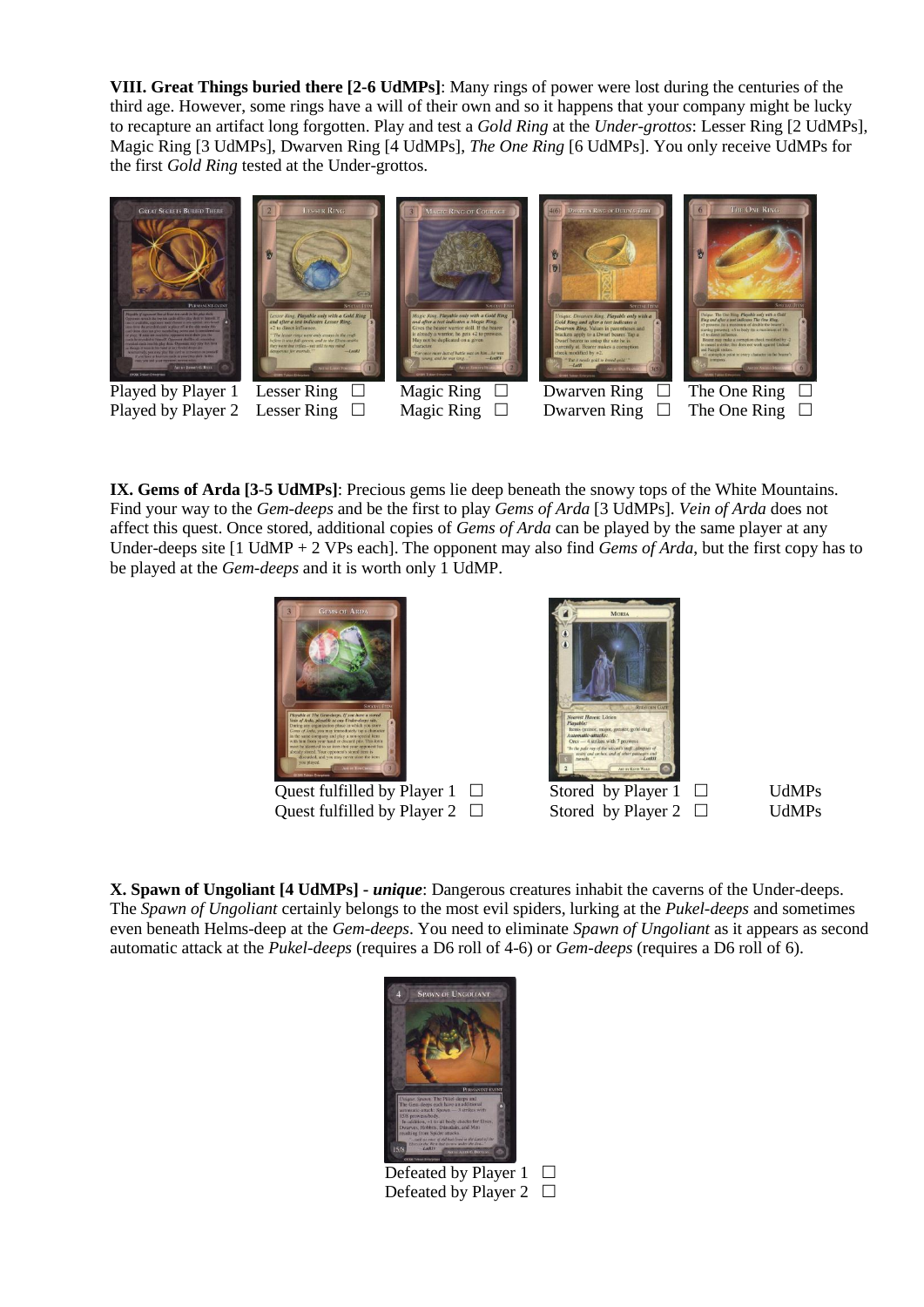**VIII. Great Things buried there [2-6 UdMPs]**: Many rings of power were lost during the centuries of the third age. However, some rings have a will of their own and so it happens that your company might be lucky to recapture an artifact long forgotten. Play and test a *Gold Ring* at the *Under-grottos*: Lesser Ring [2 UdMPs], Magic Ring [3 UdMPs], Dwarven Ring [4 UdMPs], *The One Ring* [6 UdMPs]. You only receive UdMPs for the first *Gold Ring* tested at the Under-grottos.

| | | | | |
|---|---|---|---|---|
| Played by Player 1 | Lesser Ring ☐ | Magic Ring ☐ | Dwarven Ring ☐ | The One Ring ☐ |
| Played by Player 2 | Lesser Ring ☐ | Magic Ring ☐ | Dwarven Ring ☐ | The One Ring ☐ |

**IX. Gems of Arda [3-5 UdMPs]**: Precious gems lie deep beneath the snowy tops of the White Mountains. Find your way to the *Gem-deeps* and be the first to play *Gems of Arda* [3 UdMPs]. *Vein of Arda* does not affect this quest. Once stored, additional copies of *Gems of Arda* can be played by the same player at any Under-deeps site [1 UdMP + 2 VPs each]. The opponent may also find *Gems of Arda*, but the first copy has to be played at the *Gem-deeps* and it is worth only 1 UdMP.

Quest fulfilled by Player 1 ☐ Stored by Player 1 ☐ UdMPs
Quest fulfilled by Player 2 ☐ Stored by Player 2 ☐ UdMPs

**X. Spawn of Ungoliant [4 UdMPs] - *unique***: Dangerous creatures inhabit the caverns of the Under-deeps. The *Spawn of Ungoliant* certainly belongs to the most evil spiders, lurking at the *Pukel-deeps* and sometimes even beneath Helms-deep at the *Gem-deeps*. You need to eliminate *Spawn of Ungoliant* as it appears as second automatic attack at the *Pukel-deeps* (requires a D6 roll of 4-6) or *Gem-deeps* (requires a D6 roll of 6).

Defeated by Player 1 ☐
Defeated by Player 2 ☐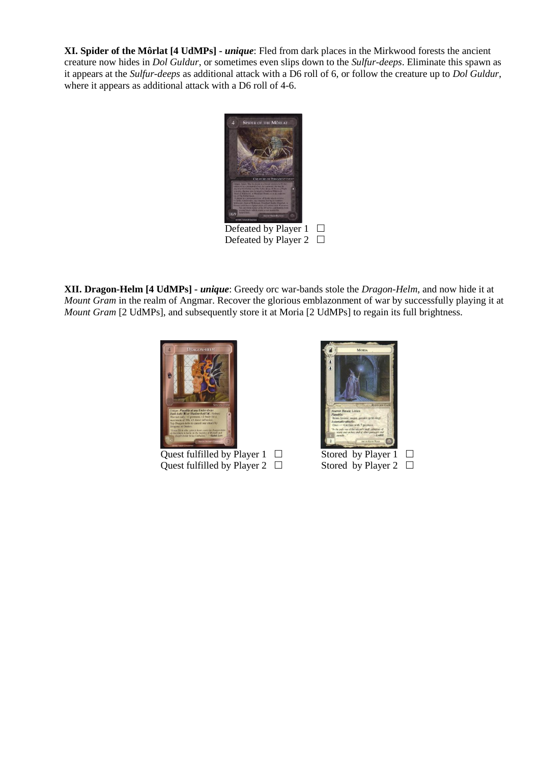**XI. Spider of the Môrlat [4 UdMPs] -** ***unique***: Fled from dark places in the Mirkwood forests the ancient creature now hides in *Dol Guldur*, or sometimes even slips down to the *Sulfur-deeps*. Eliminate this spawn as it appears at the *Sulfur-deeps* as additional attack with a D6 roll of 6, or follow the creature up to *Dol Guldur*, where it appears as additional attack with a D6 roll of 4-6.

Defeated by Player 1 ☐
Defeated by Player 2 ☐

**XII. Dragon-Helm [4 UdMPs] -** ***unique***: Greedy orc war-bands stole the *Dragon-Helm*, and now hide it at *Mount Gram* in the realm of Angmar. Recover the glorious emblazonment of war by successfully playing it at *Mount Gram* [2 UdMPs], and subsequently store it at Moria [2 UdMPs] to regain its full brightness.

Quest fulfilled by Player 1 ☐
Quest fulfilled by Player 2 ☐

Stored by Player 1 ☐
Stored by Player 2 ☐